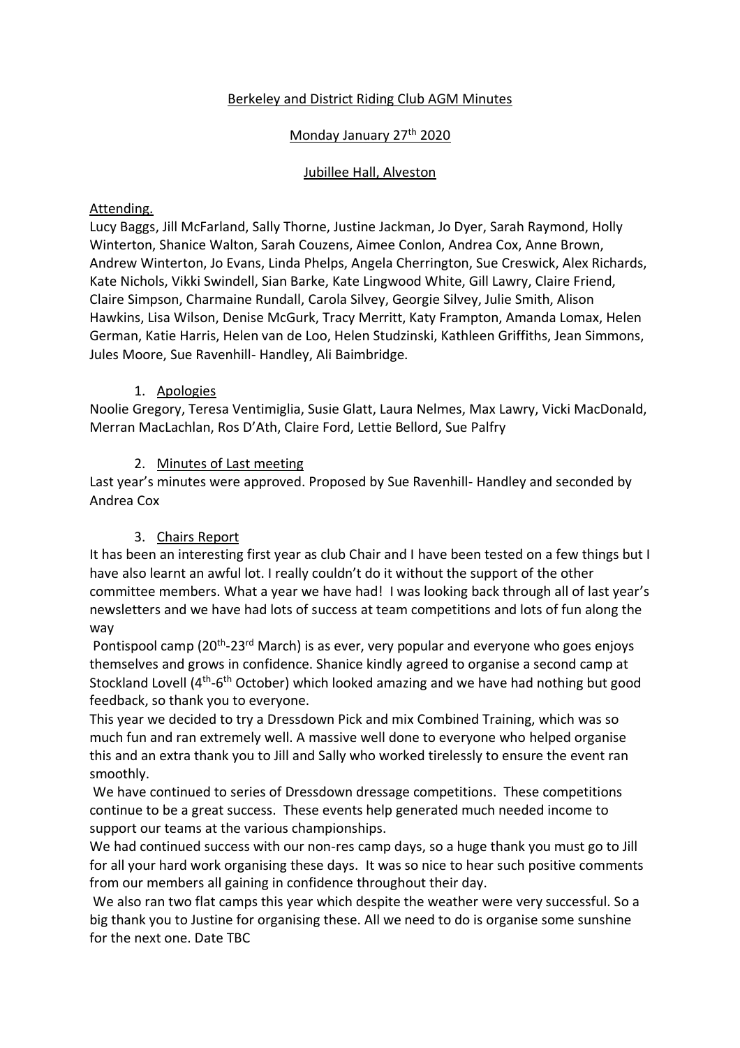# Berkeley and District Riding Club AGM Minutes

## Monday January 27th 2020

## Jubillee Hall, Alveston

Attending.

Lucy Baggs, Jill McFarland, Sally Thorne, Justine Jackman, Jo Dyer, Sarah Raymond, Holly Winterton, Shanice Walton, Sarah Couzens, Aimee Conlon, Andrea Cox, Anne Brown, Andrew Winterton, Jo Evans, Linda Phelps, Angela Cherrington, Sue Creswick, Alex Richards, Kate Nichols, Vikki Swindell, Sian Barke, Kate Lingwood White, Gill Lawry, Claire Friend, Claire Simpson, Charmaine Rundall, Carola Silvey, Georgie Silvey, Julie Smith, Alison Hawkins, Lisa Wilson, Denise McGurk, Tracy Merritt, Katy Frampton, Amanda Lomax, Helen German, Katie Harris, Helen van de Loo, Helen Studzinski, Kathleen Griffiths, Jean Simmons, Jules Moore, Sue Ravenhill- Handley, Ali Baimbridge.

1. Apologies

Noolie Gregory, Teresa Ventimiglia, Susie Glatt, Laura Nelmes, Max Lawry, Vicki MacDonald, Merran MacLachlan, Ros D'Ath, Claire Ford, Lettie Bellord, Sue Palfry

2. Minutes of Last meeting

Last year's minutes were approved. Proposed by Sue Ravenhill- Handley and seconded by Andrea Cox

3. Chairs Report

It has been an interesting first year as club Chair and I have been tested on a few things but I have also learnt an awful lot. I really couldn't do it without the support of the other committee members. What a year we have had! I was looking back through all of last year's newsletters and we have had lots of success at team competitions and lots of fun along the way

Pontispool camp (20th-23rd March) is as ever, very popular and everyone who goes enjoys themselves and grows in confidence. Shanice kindly agreed to organise a second camp at Stockland Lovell (4th-6th October) which looked amazing and we have had nothing but good feedback, so thank you to everyone.

This year we decided to try a Dressdown Pick and mix Combined Training, which was so much fun and ran extremely well. A massive well done to everyone who helped organise this and an extra thank you to Jill and Sally who worked tirelessly to ensure the event ran smoothly.

We have continued to series of Dressdown dressage competitions. These competitions continue to be a great success. These events help generated much needed income to support our teams at the various championships.

We had continued success with our non-res camp days, so a huge thank you must go to Jill for all your hard work organising these days. It was so nice to hear such positive comments from our members all gaining in confidence throughout their day.

We also ran two flat camps this year which despite the weather were very successful. So a big thank you to Justine for organising these. All we need to do is organise some sunshine for the next one. Date TBC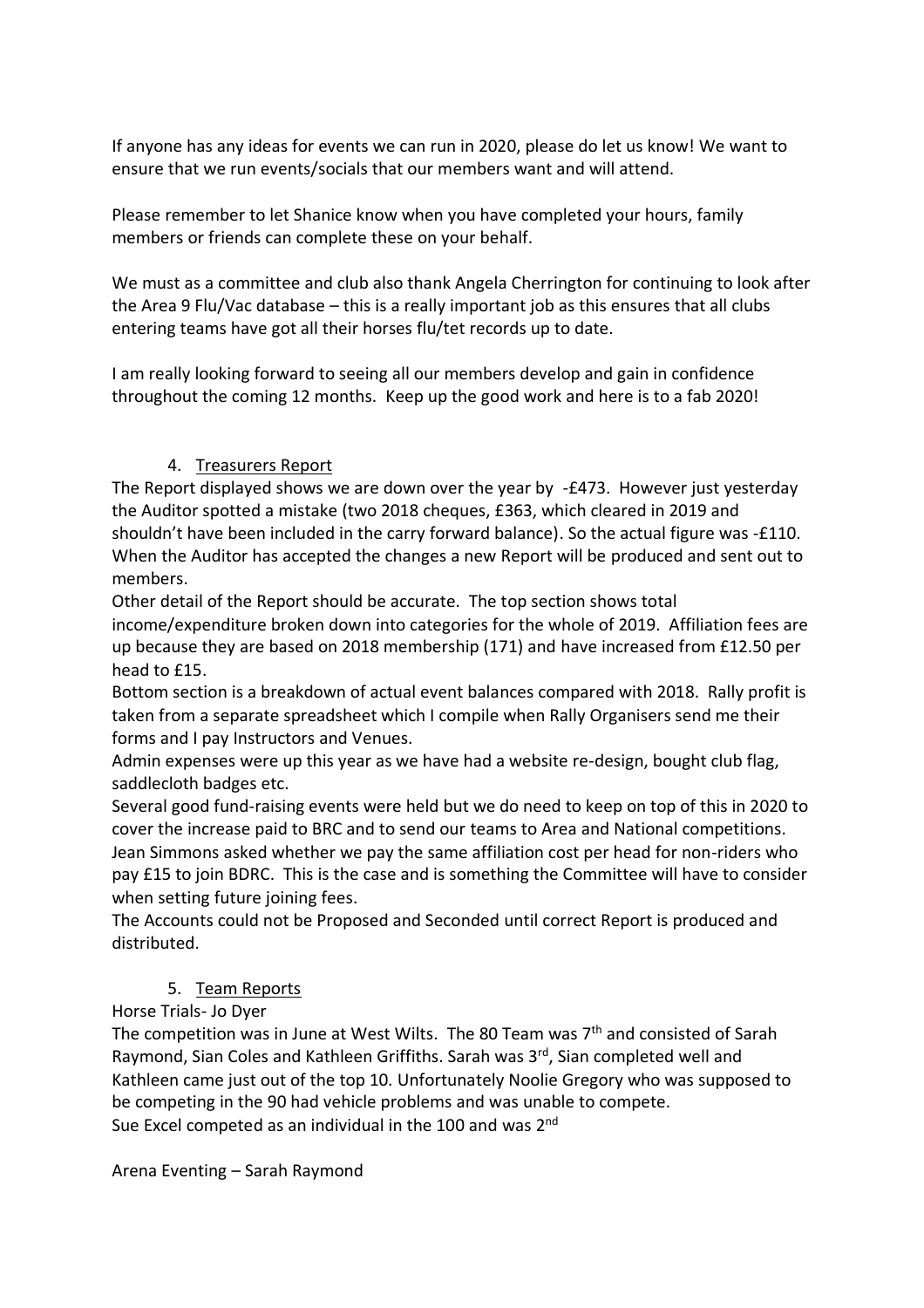If anyone has any ideas for events we can run in 2020, please do let us know! We want to ensure that we run events/socials that our members want and will attend.

Please remember to let Shanice know when you have completed your hours, family members or friends can complete these on your behalf.

We must as a committee and club also thank Angela Cherrington for continuing to look after the Area 9 Flu/Vac database – this is a really important job as this ensures that all clubs entering teams have got all their horses flu/tet records up to date.

I am really looking forward to seeing all our members develop and gain in confidence throughout the coming 12 months. Keep up the good work and here is to a fab 2020!

4. <u>Treasurers Report</u>

The Report displayed shows we are down over the year by -£473. However just yesterday the Auditor spotted a mistake (two 2018 cheques, £363, which cleared in 2019 and shouldn't have been included in the carry forward balance). So the actual figure was -£110. When the Auditor has accepted the changes a new Report will be produced and sent out to members.

Other detail of the Report should be accurate. The top section shows total income/expenditure broken down into categories for the whole of 2019. Affiliation fees are up because they are based on 2018 membership (171) and have increased from £12.50 per head to £15.

Bottom section is a breakdown of actual event balances compared with 2018. Rally profit is taken from a separate spreadsheet which I compile when Rally Organisers send me their forms and I pay Instructors and Venues.

Admin expenses were up this year as we have had a website re-design, bought club flag, saddlecloth badges etc.

Several good fund-raising events were held but we do need to keep on top of this in 2020 to cover the increase paid to BRC and to send our teams to Area and National competitions.

Jean Simmons asked whether we pay the same affiliation cost per head for non-riders who pay £15 to join BDRC. This is the case and is something the Committee will have to consider when setting future joining fees.

The Accounts could not be Proposed and Seconded until correct Report is produced and distributed.

5. <u>Team Reports</u>

Horse Trials- Jo Dyer

The competition was in June at West Wilts. The 80 Team was 7th and consisted of Sarah Raymond, Sian Coles and Kathleen Griffiths. Sarah was 3rd, Sian completed well and Kathleen came just out of the top 10. Unfortunately Noolie Gregory who was supposed to be competing in the 90 had vehicle problems and was unable to compete.

Sue Excel competed as an individual in the 100 and was 2nd

Arena Eventing – Sarah Raymond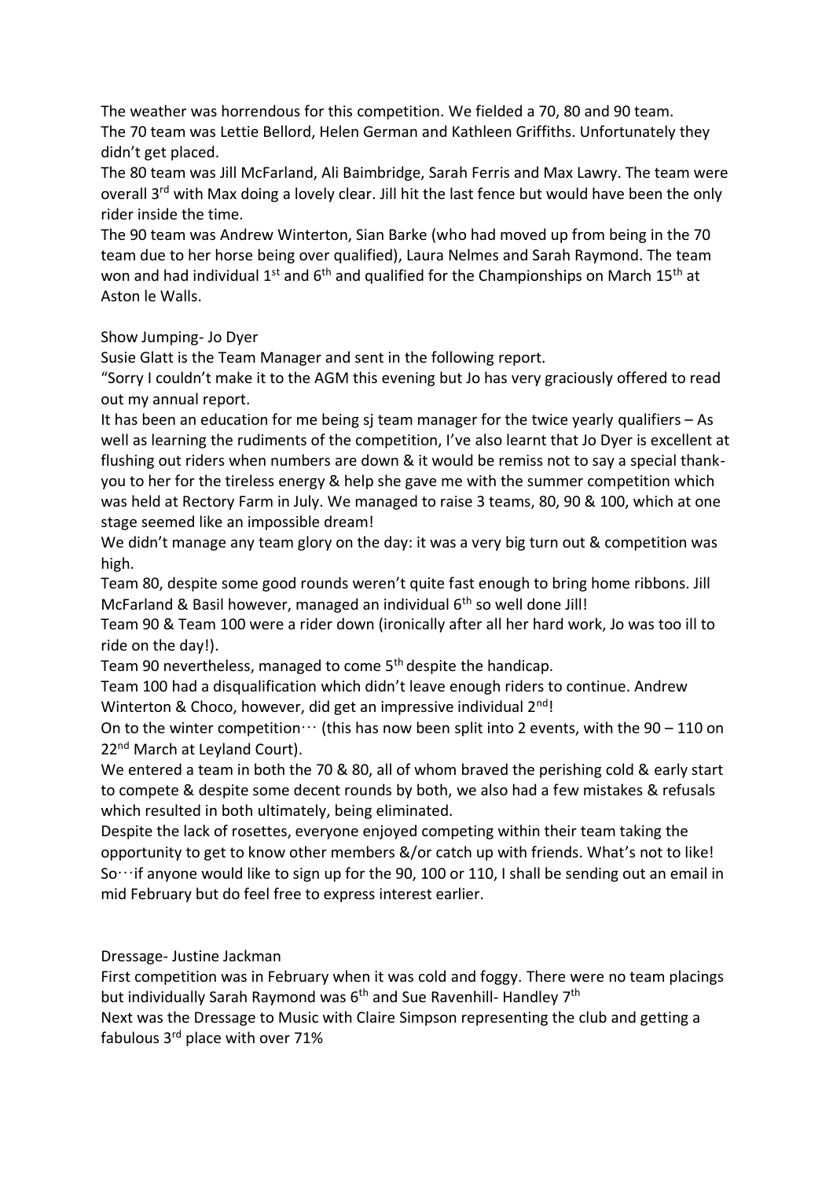The weather was horrendous for this competition. We fielded a 70, 80 and 90 team.
The 70 team was Lettie Bellord, Helen German and Kathleen Griffiths. Unfortunately they didn't get placed.
The 80 team was Jill McFarland, Ali Baimbridge, Sarah Ferris and Max Lawry. The team were overall 3rd with Max doing a lovely clear. Jill hit the last fence but would have been the only rider inside the time.
The 90 team was Andrew Winterton, Sian Barke (who had moved up from being in the 70 team due to her horse being over qualified), Laura Nelmes and Sarah Raymond. The team won and had individual 1st and 6th and qualified for the Championships on March 15th at Aston le Walls.

Show Jumping- Jo Dyer

Susie Glatt is the Team Manager and sent in the following report.
"Sorry I couldn't make it to the AGM this evening but Jo has very graciously offered to read out my annual report.
It has been an education for me being sj team manager for the twice yearly qualifiers – As well as learning the rudiments of the competition, I've also learnt that Jo Dyer is excellent at flushing out riders when numbers are down & it would be remiss not to say a special thank-you to her for the tireless energy & help she gave me with the summer competition which was held at Rectory Farm in July. We managed to raise 3 teams, 80, 90 & 100, which at one stage seemed like an impossible dream!
We didn't manage any team glory on the day: it was a very big turn out & competition was high.
Team 80, despite some good rounds weren't quite fast enough to bring home ribbons. Jill McFarland & Basil however, managed an individual 6th so well done Jill!
Team 90 & Team 100 were a rider down (ironically after all her hard work, Jo was too ill to ride on the day!).
Team 90 nevertheless, managed to come 5th despite the handicap.
Team 100 had a disqualification which didn't leave enough riders to continue. Andrew Winterton & Choco, however, did get an impressive individual 2nd!
On to the winter competition… (this has now been split into 2 events, with the 90 – 110 on 22nd March at Leyland Court).
We entered a team in both the 70 & 80, all of whom braved the perishing cold & early start to compete & despite some decent rounds by both, we also had a few mistakes & refusals which resulted in both ultimately, being eliminated.
Despite the lack of rosettes, everyone enjoyed competing within their team taking the opportunity to get to know other members &/or catch up with friends. What's not to like!
So…if anyone would like to sign up for the 90, 100 or 110, I shall be sending out an email in mid February but do feel free to express interest earlier.

Dressage- Justine Jackman

First competition was in February when it was cold and foggy. There were no team placings but individually Sarah Raymond was 6th and Sue Ravenhill- Handley 7th
Next was the Dressage to Music with Claire Simpson representing the club and getting a fabulous 3rd place with over 71%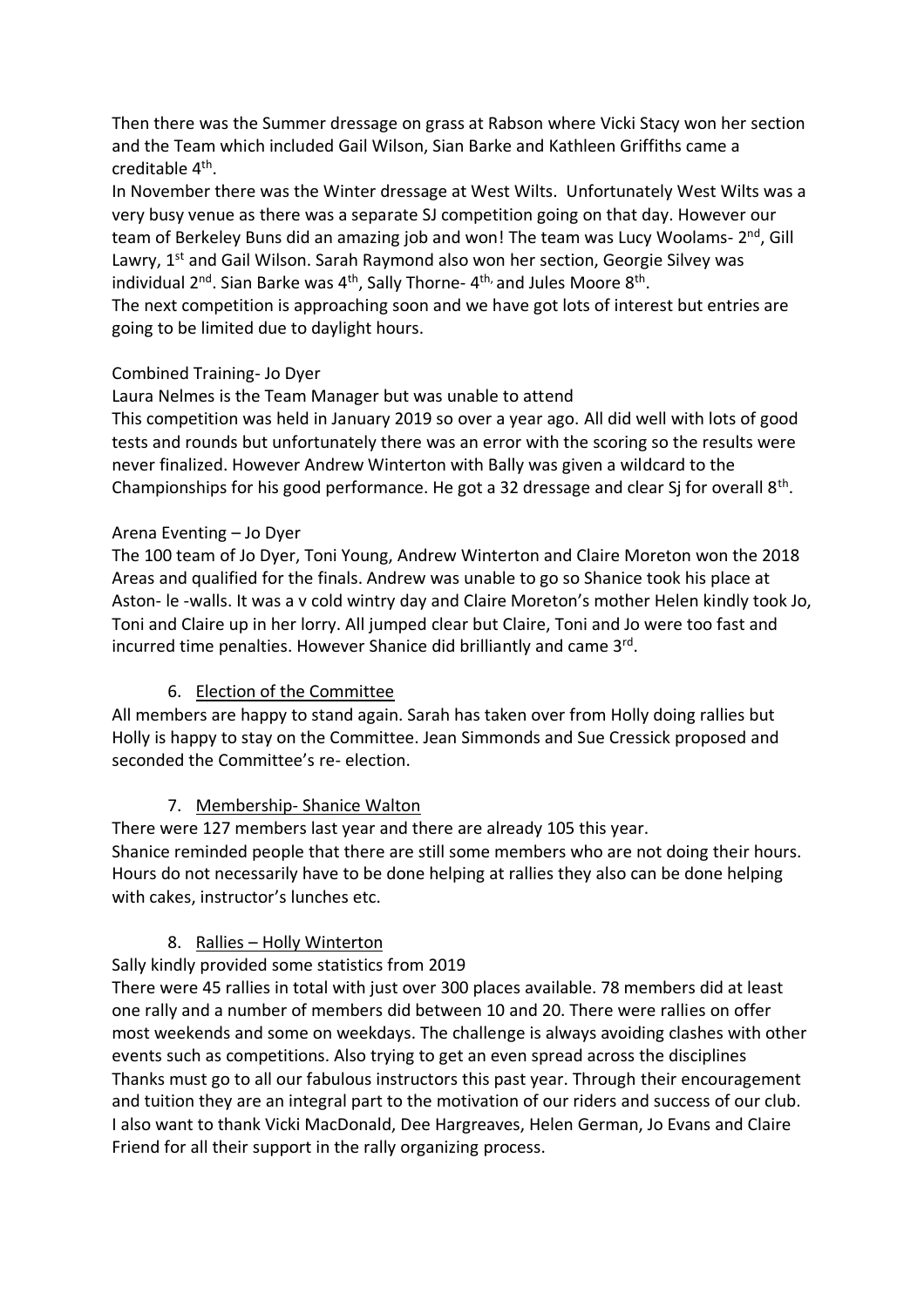Then there was the Summer dressage on grass at Rabson where Vicki Stacy won her section and the Team which included Gail Wilson, Sian Barke and Kathleen Griffiths came a creditable 4th.

In November there was the Winter dressage at West Wilts. Unfortunately West Wilts was a very busy venue as there was a separate SJ competition going on that day. However our team of Berkeley Buns did an amazing job and won! The team was Lucy Woolams- 2nd, Gill Lawry, 1st and Gail Wilson. Sarah Raymond also won her section, Georgie Silvey was individual 2nd. Sian Barke was 4th, Sally Thorne- 4th, and Jules Moore 8th.

The next competition is approaching soon and we have got lots of interest but entries are going to be limited due to daylight hours.

Combined Training- Jo Dyer

Laura Nelmes is the Team Manager but was unable to attend

This competition was held in January 2019 so over a year ago. All did well with lots of good tests and rounds but unfortunately there was an error with the scoring so the results were never finalized. However Andrew Winterton with Bally was given a wildcard to the Championships for his good performance. He got a 32 dressage and clear Sj for overall 8th.

Arena Eventing – Jo Dyer

The 100 team of Jo Dyer, Toni Young, Andrew Winterton and Claire Moreton won the 2018 Areas and qualified for the finals. Andrew was unable to go so Shanice took his place at Aston- le -walls. It was a v cold wintry day and Claire Moreton's mother Helen kindly took Jo, Toni and Claire up in her lorry. All jumped clear but Claire, Toni and Jo were too fast and incurred time penalties. However Shanice did brilliantly and came 3rd.

6. Election of the Committee

All members are happy to stand again. Sarah has taken over from Holly doing rallies but Holly is happy to stay on the Committee. Jean Simmonds and Sue Cressick proposed and seconded the Committee's re- election.

7. Membership- Shanice Walton

There were 127 members last year and there are already 105 this year.

Shanice reminded people that there are still some members who are not doing their hours. Hours do not necessarily have to be done helping at rallies they also can be done helping with cakes, instructor's lunches etc.

8. Rallies – Holly Winterton

Sally kindly provided some statistics from 2019

There were 45 rallies in total with just over 300 places available. 78 members did at least one rally and a number of members did between 10 and 20. There were rallies on offer most weekends and some on weekdays. The challenge is always avoiding clashes with other events such as competitions. Also trying to get an even spread across the disciplines

Thanks must go to all our fabulous instructors this past year. Through their encouragement and tuition they are an integral part to the motivation of our riders and success of our club. I also want to thank Vicki MacDonald, Dee Hargreaves, Helen German, Jo Evans and Claire Friend for all their support in the rally organizing process.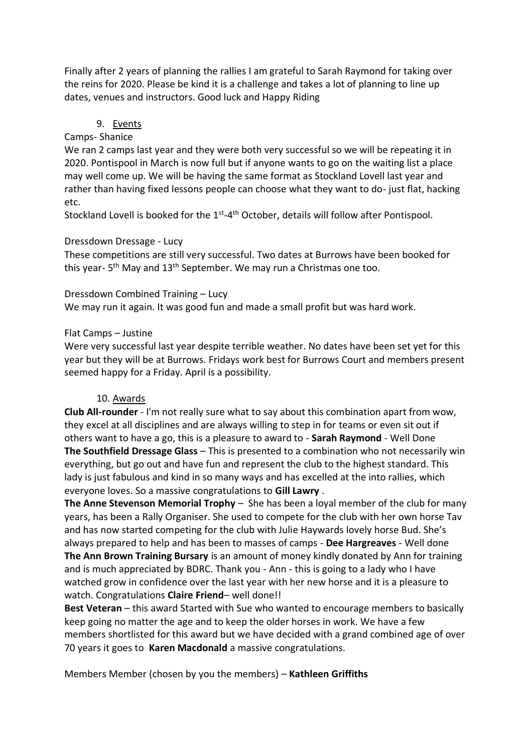Finally after 2 years of planning the rallies I am grateful to Sarah Raymond for taking over the reins for 2020. Please be kind it is a challenge and takes a lot of planning to line up dates, venues and instructors. Good luck and Happy Riding

9. Events

Camps- Shanice

We ran 2 camps last year and they were both very successful so we will be repeating it in 2020. Pontispool in March is now full but if anyone wants to go on the waiting list a place may well come up. We will be having the same format as Stockland Lovell last year and rather than having fixed lessons people can choose what they want to do- just flat, hacking etc.

Stockland Lovell is booked for the 1st-4th October, details will follow after Pontispool.

Dressdown Dressage - Lucy

These competitions are still very successful. Two dates at Burrows have been booked for this year- 5th May and 13th September. We may run a Christmas one too.

Dressdown Combined Training – Lucy

We may run it again. It was good fun and made a small profit but was hard work.

Flat Camps – Justine

Were very successful last year despite terrible weather. No dates have been set yet for this year but they will be at Burrows. Fridays work best for Burrows Court and members present seemed happy for a Friday. April is a possibility.

10. Awards

**Club All-rounder** - I'm not really sure what to say about this combination apart from wow, they excel at all disciplines and are always willing to step in for teams or even sit out if others want to have a go, this is a pleasure to award to - **Sarah Raymond** - Well Done

**The Southfield Dressage Glass** – This is presented to a combination who not necessarily win everything, but go out and have fun and represent the club to the highest standard. This lady is just fabulous and kind in so many ways and has excelled at the into rallies, which everyone loves. So a massive congratulations to **Gill Lawry** .

**The Anne Stevenson Memorial Trophy** – She has been a loyal member of the club for many years, has been a Rally Organiser. She used to compete for the club with her own horse Tav and has now started competing for the club with Julie Haywards lovely horse Bud. She's always prepared to help and has been to masses of camps - **Dee Hargreaves** - Well done

**The Ann Brown Training Bursary** is an amount of money kindly donated by Ann for training and is much appreciated by BDRC. Thank you - Ann - this is going to a lady who I have watched grow in confidence over the last year with her new horse and it is a pleasure to watch. Congratulations **Claire Friend**– well done!!

**Best Veteran** – this award Started with Sue who wanted to encourage members to basically keep going no matter the age and to keep the older horses in work. We have a few members shortlisted for this award but we have decided with a grand combined age of over 70 years it goes to **Karen Macdonald** a massive congratulations.

Members Member (chosen by you the members) – **Kathleen Griffiths**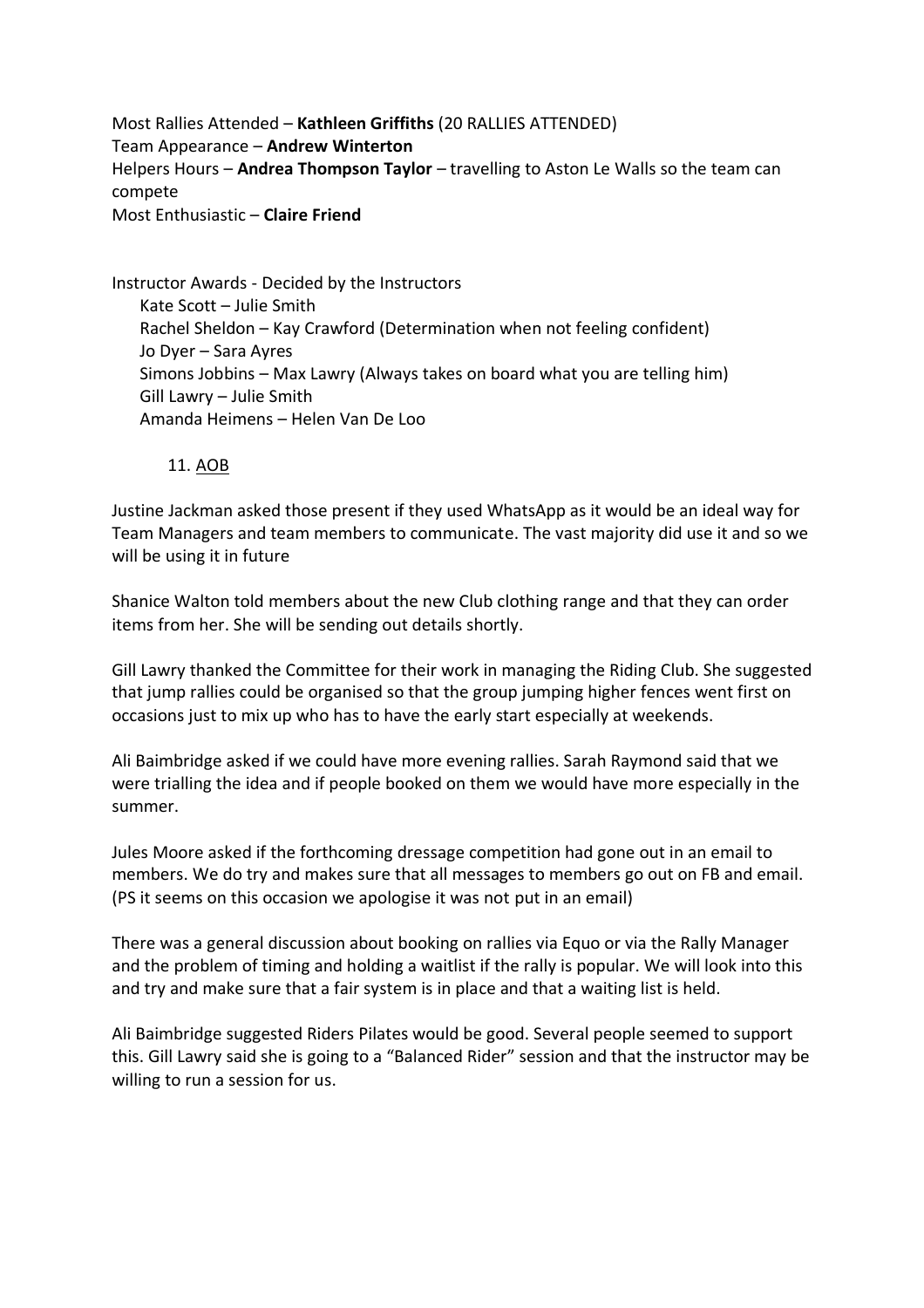Most Rallies Attended – **Kathleen Griffiths** (20 RALLIES ATTENDED)
Team Appearance – **Andrew Winterton**
Helpers Hours – **Andrea Thompson Taylor** – travelling to Aston Le Walls so the team can compete
Most Enthusiastic – **Claire Friend**

Instructor Awards - Decided by the Instructors

- Kate Scott – Julie Smith
- Rachel Sheldon – Kay Crawford (Determination when not feeling confident)
- Jo Dyer – Sara Ayres
- Simons Jobbins – Max Lawry (Always takes on board what you are telling him)
- Gill Lawry – Julie Smith
- Amanda Heimens – Helen Van De Loo

11. <u>AOB</u>

Justine Jackman asked those present if they used WhatsApp as it would be an ideal way for Team Managers and team members to communicate. The vast majority did use it and so we will be using it in future

Shanice Walton told members about the new Club clothing range and that they can order items from her. She will be sending out details shortly.

Gill Lawry thanked the Committee for their work in managing the Riding Club. She suggested that jump rallies could be organised so that the group jumping higher fences went first on occasions just to mix up who has to have the early start especially at weekends.

Ali Baimbridge asked if we could have more evening rallies. Sarah Raymond said that we were trialling the idea and if people booked on them we would have more especially in the summer.

Jules Moore asked if the forthcoming dressage competition had gone out in an email to members. We do try and makes sure that all messages to members go out on FB and email. (PS it seems on this occasion we apologise it was not put in an email)

There was a general discussion about booking on rallies via Equo or via the Rally Manager and the problem of timing and holding a waitlist if the rally is popular. We will look into this and try and make sure that a fair system is in place and that a waiting list is held.

Ali Baimbridge suggested Riders Pilates would be good. Several people seemed to support this. Gill Lawry said she is going to a "Balanced Rider" session and that the instructor may be willing to run a session for us.